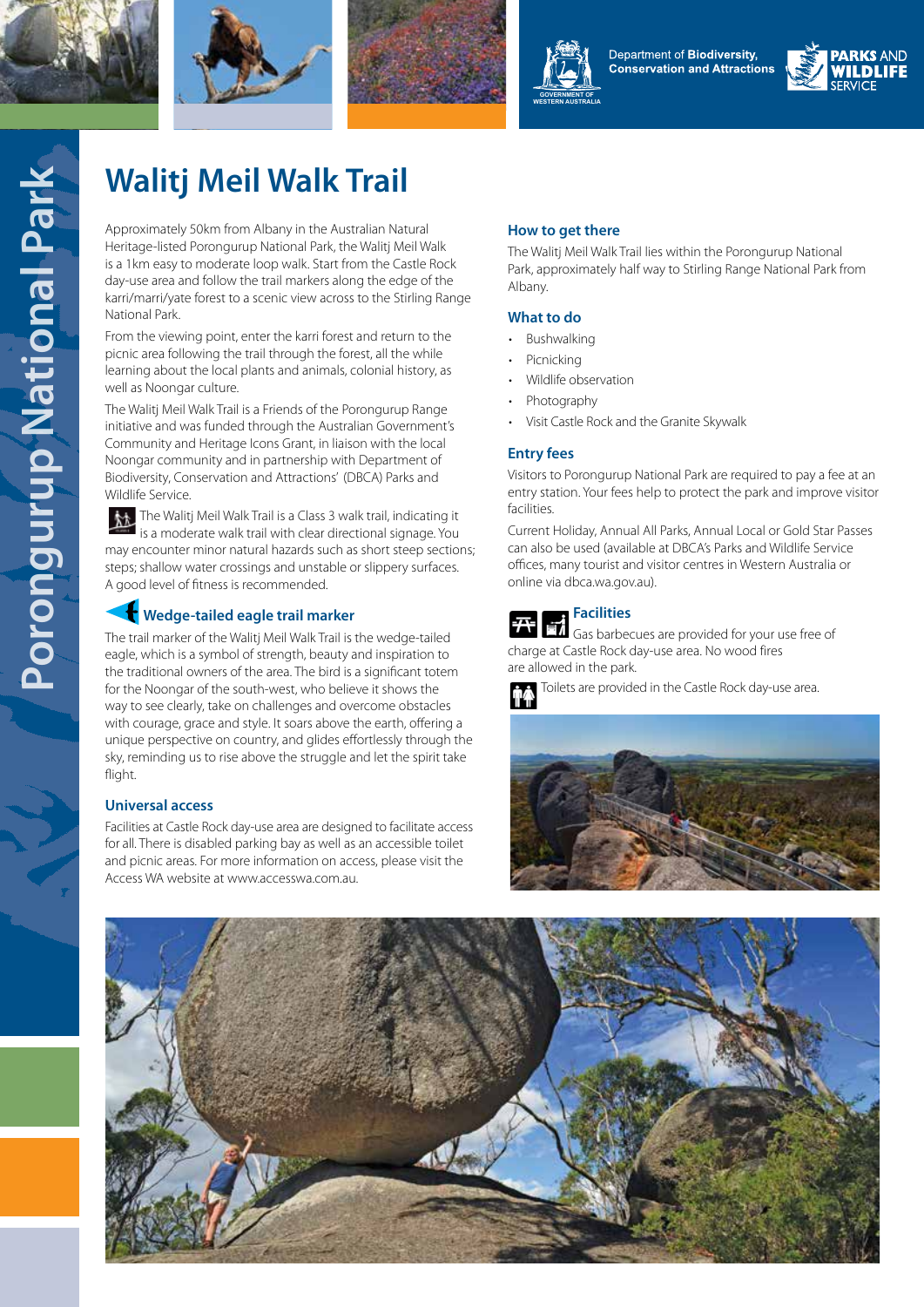Department of **Biodiversity, Conservation and Attractions**

**PARKS AND WILDLIFE** SERVICE

Porongurup National Park

# Walitj Meil Walk Trail

Approximately 50km from Albany in the Australian Natural Heritage-listed Porongurup National Park, the Walitj Meil Walk is a 1km easy to moderate loop walk. Start from the Castle Rock day-use area and follow the trail markers along the edge of the karri/marri/yate forest to a scenic view across to the Stirling Range National Park.

From the viewing point, enter the karri forest and return to the picnic area following the trail through the forest, all the while learning about the local plants and animals, colonial history, as well as Noongar culture.

The Walitj Meil Walk Trail is a Friends of the Porongurup Range initiative and was funded through the Australian Government's Community and Heritage Icons Grant, in liaison with the local Noongar community and in partnership with Department of Biodiversity, Conservation and Attractions' (DBCA) Parks and Wildlife Service.

The Walitj Meil Walk Trail is a Class 3 walk trail, indicating it is a moderate walk trail with clear directional signage. You may encounter minor natural hazards such as short steep sections; steps; shallow water crossings and unstable or slippery surfaces. A good level of fitness is recommended.

## Wedge-tailed eagle trail marker

The trail marker of the Walitj Meil Walk Trail is the wedge-tailed eagle, which is a symbol of strength, beauty and inspiration to the traditional owners of the area. The bird is a significant totem for the Noongar of the south-west, who believe it shows the way to see clearly, take on challenges and overcome obstacles with courage, grace and style. It soars above the earth, offering a unique perspective on country, and glides effortlessly through the sky, reminding us to rise above the struggle and let the spirit take flight.

## Universal access

Facilities at Castle Rock day-use area are designed to facilitate access for all. There is disabled parking bay as well as an accessible toilet and picnic areas. For more information on access, please visit the Access WA website at www.accesswa.com.au.

## How to get there

The Walitj Meil Walk Trail lies within the Porongurup National Park, approximately half way to Stirling Range National Park from Albany.

## What to do

- Bushwalking
- Picnicking
- Wildlife observation
- Photography
- Visit Castle Rock and the Granite Skywalk

## Entry fees

Visitors to Porongurup National Park are required to pay a fee at an entry station. Your fees help to protect the park and improve visitor facilities.

Current Holiday, Annual All Parks, Annual Local or Gold Star Passes can also be used (available at DBCA's Parks and Wildlife Service offices, many tourist and visitor centres in Western Australia or online via dbca.wa.gov.au).

## Facilities

Gas barbecues are provided for your use free of charge at Castle Rock day-use area. No wood fires are allowed in the park.

Toilets are provided in the Castle Rock day-use area.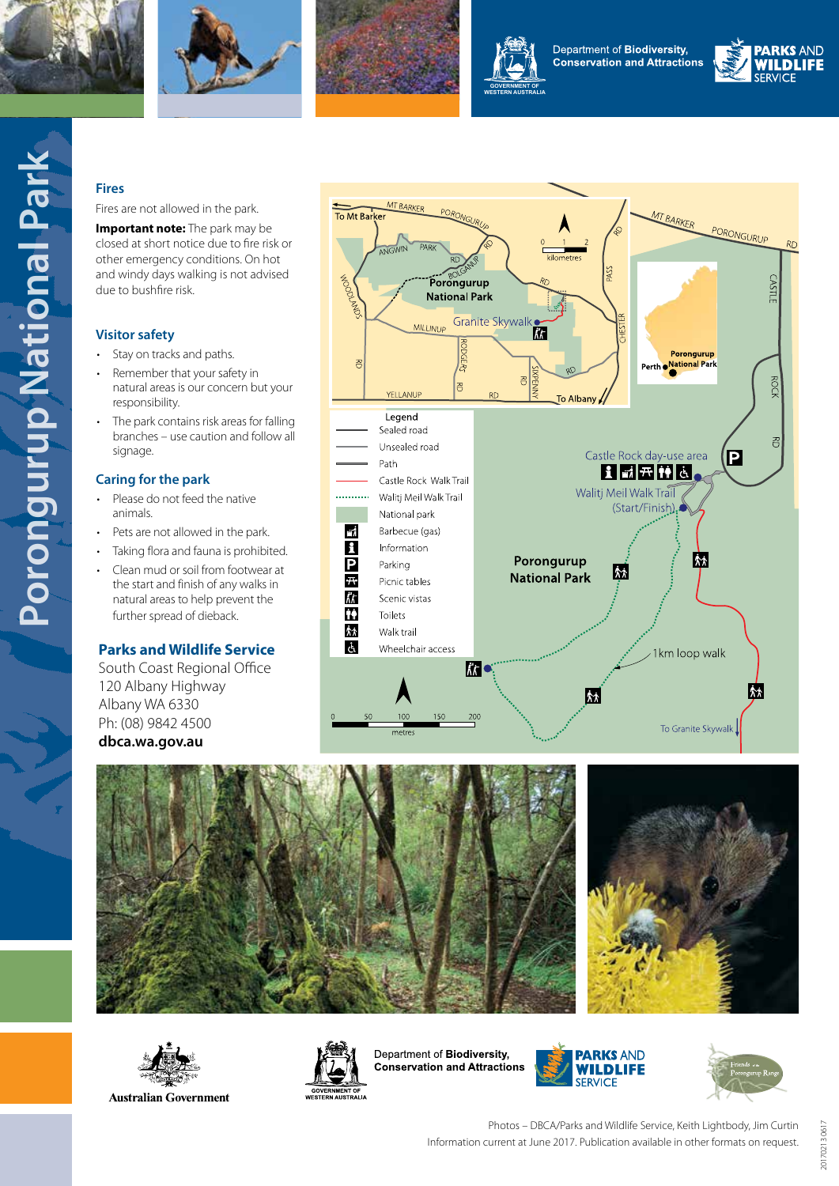# Porongurup National Park

Department of **Biodiversity, Conservation and Attractions**

**PARKS AND WILDLIFE SERVICE**

## Fires

Fires are not allowed in the park.

**Important note:** The park may be closed at short notice due to fire risk or other emergency conditions. On hot and windy days walking is not advised due to bushfire risk.

## Visitor safety

- Stay on tracks and paths.
- Remember that your safety in natural areas is our concern but your responsibility.
- The park contains risk areas for falling branches – use caution and follow all signage.

## Caring for the park

- Please do not feed the native animals.
- Pets are not allowed in the park.
- Taking flora and fauna is prohibited.
- Clean mud or soil from footwear at the start and finish of any walks in the natural areas to help prevent the further spread of dieback.

## Parks and Wildlife Service

South Coast Regional Office
120 Albany Highway
Albany WA 6330
Ph: (08) 9842 4500
**dbca.wa.gov.au**

To Mt Barker
Porongurup National Park
Granite Skywalk
To Albany
0 1 2 kilometres
Perth
Porongurup National Park

Legend
Sealed road
Unsealed road
Path
Castle Rock Walk Trail
Walitj Meil Walk Trail
National park
Barbecue (gas)
Information
Parking
Picnic tables
Scenic vistas
Toilets
Walk trail
Wheelchair access

Castle Rock day-use area
Walitj Meil Walk Trail (Start/Finish)
Porongurup National Park
1km loop walk
To Granite Skywalk
0 50 100 150 200 metres

Australian Government

Department of **Biodiversity, Conservation and Attractions**

**PARKS AND WILDLIFE SERVICE**

Friends of the Porongurup Range

Photos – DBCA/Parks and Wildlife Service, Keith Lightbody, Jim Curtin
Information current at June 2017. Publication available in other formats on request.

2017021 3 0617